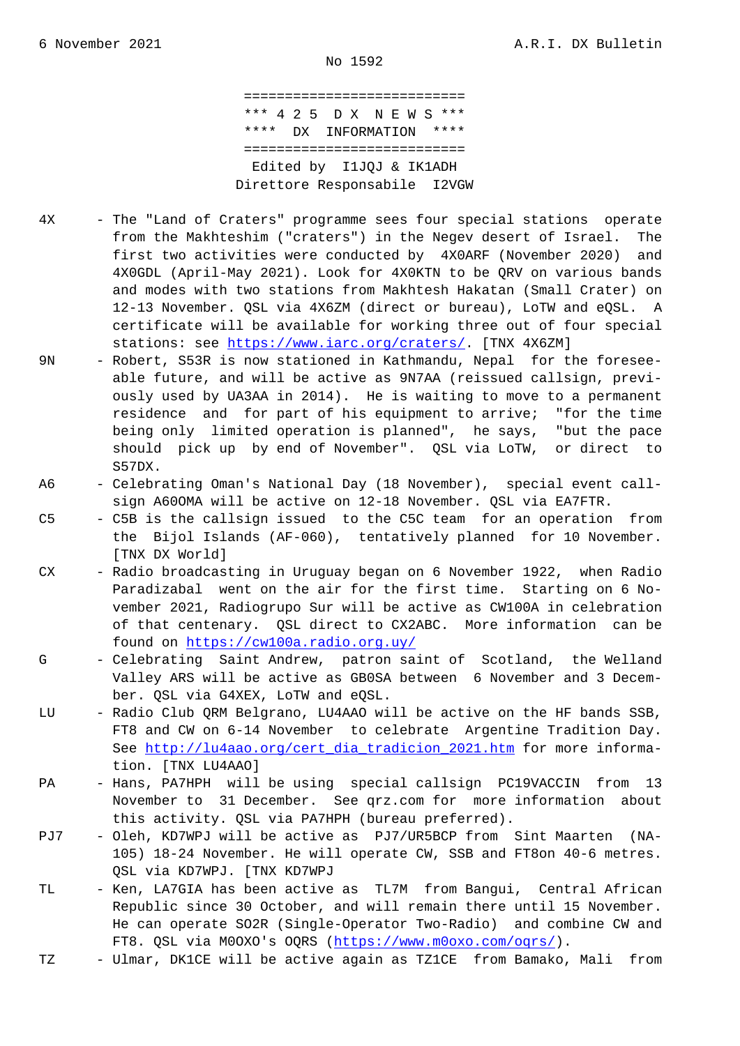6 November 2021 A.R.I. DX Bulletin

No 1592

```
===========================
*** 4 2 5  D X  N E W S ***
****  DX  INFORMATION  ****
===========================
```

Edited by I1JQJ & IK1ADH
Direttore Responsabile I2VGW

**4X** - The "Land of Craters" programme sees four special stations operate from the Makhteshim ("craters") in the Negev desert of Israel. The first two activities were conducted by 4X0ARF (November 2020) and 4X0GDL (April-May 2021). Look for 4X0KTN to be QRV on various bands and modes with two stations from Makhtesh Hakatan (Small Crater) on 12-13 November. QSL via 4X6ZM (direct or bureau), LoTW and eQSL. A certificate will be available for working three out of four special stations: see https://www.iarc.org/craters/. [TNX 4X6ZM]

**9N** - Robert, S53R is now stationed in Kathmandu, Nepal for the foreseeable future, and will be active as 9N7AA (reissued callsign, previously used by UA3AA in 2014). He is waiting to move to a permanent residence and for part of his equipment to arrive; "for the time being only limited operation is planned", he says, "but the pace should pick up by end of November". QSL via LoTW, or direct to S57DX.

**A6** - Celebrating Oman's National Day (18 November), special event callsign A60OMA will be active on 12-18 November. QSL via EA7FTR.

**C5** - C5B is the callsign issued to the C5C team for an operation from the Bijol Islands (AF-060), tentatively planned for 10 November. [TNX DX World]

**CX** - Radio broadcasting in Uruguay began on 6 November 1922, when Radio Paradizabal went on the air for the first time. Starting on 6 November 2021, Radiogrupo Sur will be active as CW100A in celebration of that centenary. QSL direct to CX2ABC. More information can be found on https://cw100a.radio.org.uy/

**G** - Celebrating Saint Andrew, patron saint of Scotland, the Welland Valley ARS will be active as GB0SA between 6 November and 3 December. QSL via G4XEX, LoTW and eQSL.

**LU** - Radio Club QRM Belgrano, LU4AAO will be active on the HF bands SSB, FT8 and CW on 6-14 November to celebrate Argentine Tradition Day. See http://lu4aao.org/cert_dia_tradicion_2021.htm for more information. [TNX LU4AAO]

**PA** - Hans, PA7HPH will be using special callsign PC19VACCIN from 13 November to 31 December. See qrz.com for more information about this activity. QSL via PA7HPH (bureau preferred).

**PJ7** - Oleh, KD7WPJ will be active as PJ7/UR5BCP from Sint Maarten (NA-105) 18-24 November. He will operate CW, SSB and FT8on 40-6 metres. QSL via KD7WPJ. [TNX KD7WPJ

**TL** - Ken, LA7GIA has been active as TL7M from Bangui, Central African Republic since 30 October, and will remain there until 15 November. He can operate SO2R (Single-Operator Two-Radio) and combine CW and FT8. QSL via M0OXO's OQRS (https://www.m0oxo.com/oqrs/).

**TZ** - Ulmar, DK1CE will be active again as TZ1CE from Bamako, Mali from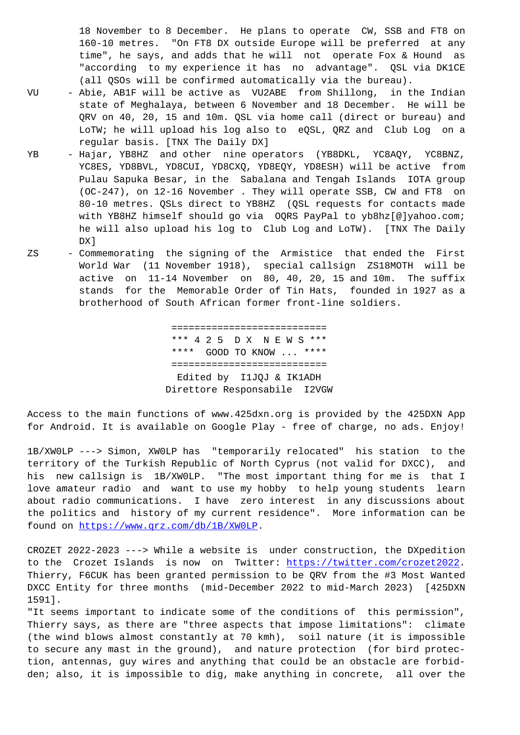18 November to 8 December. He plans to operate CW, SSB and FT8 on 160-10 metres. "On FT8 DX outside Europe will be preferred at any time", he says, and adds that he will not operate Fox & Hound as "according to my experience it has no advantage". QSL via DK1CE (all QSOs will be confirmed automatically via the bureau).

VU - Abie, AB1F will be active as VU2ABE from Shillong, in the Indian state of Meghalaya, between 6 November and 18 December. He will be QRV on 40, 20, 15 and 10m. QSL via home call (direct or bureau) and LoTW; he will upload his log also to eQSL, QRZ and Club Log on a regular basis. [TNX The Daily DX]

YB - Hajar, YB8HZ and other nine operators (YB8DKL, YC8AQY, YC8BNZ, YC8ES, YD8BVL, YD8CUI, YD8CXQ, YD8EQY, YD8ESH) will be active from Pulau Sapuka Besar, in the Sabalana and Tengah Islands IOTA group (OC-247), on 12-16 November . They will operate SSB, CW and FT8 on 80-10 metres. QSLs direct to YB8HZ (QSL requests for contacts made with YB8HZ himself should go via OQRS PayPal to yb8hz[@]yahoo.com; he will also upload his log to Club Log and LoTW). [TNX The Daily DX]

ZS - Commemorating the signing of the Armistice that ended the First World War (11 November 1918), special callsign ZS18MOTH will be active on 11-14 November on 80, 40, 20, 15 and 10m. The suffix stands for the Memorable Order of Tin Hats, founded in 1927 as a brotherhood of South African former front-line soldiers.

===========================
*** 4 2 5 D X N E W S ***
**** GOOD TO KNOW ... ****
===========================
Edited by I1JQJ & IK1ADH
Direttore Responsabile I2VGW

Access to the main functions of www.425dxn.org is provided by the 425DXN App for Android. It is available on Google Play - free of charge, no ads. Enjoy!

1B/XW0LP ---> Simon, XW0LP has "temporarily relocated" his station to the territory of the Turkish Republic of North Cyprus (not valid for DXCC), and his new callsign is 1B/XW0LP. "The most important thing for me is that I love amateur radio and want to use my hobby to help young students learn about radio communications. I have zero interest in any discussions about the politics and history of my current residence". More information can be found on https://www.qrz.com/db/1B/XW0LP.

CROZET 2022-2023 ---> While a website is under construction, the DXpedition to the Crozet Islands is now on Twitter: https://twitter.com/crozet2022. Thierry, F6CUK has been granted permission to be QRV from the #3 Most Wanted DXCC Entity for three months (mid-December 2022 to mid-March 2023) [425DXN 1591].
"It seems important to indicate some of the conditions of this permission", Thierry says, as there are "three aspects that impose limitations": climate (the wind blows almost constantly at 70 kmh), soil nature (it is impossible to secure any mast in the ground), and nature protection (for bird protection, antennas, guy wires and anything that could be an obstacle are forbidden; also, it is impossible to dig, make anything in concrete, all over the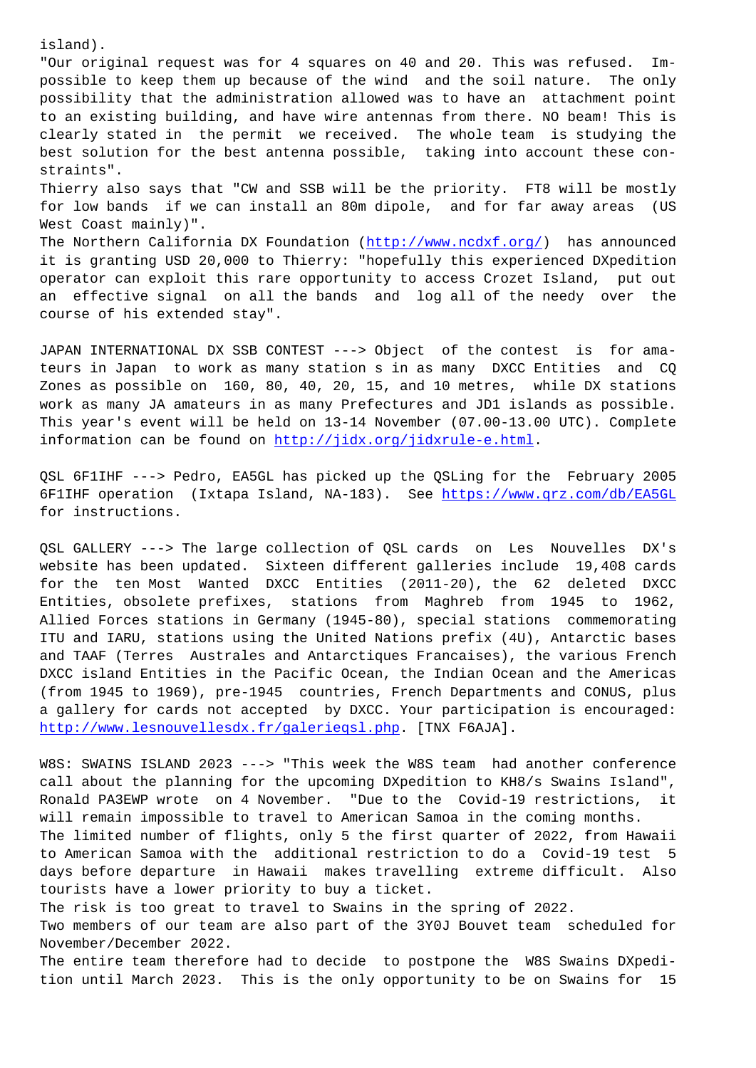island).
"Our original request was for 4 squares on 40 and 20. This was refused. Impossible to keep them up because of the wind and the soil nature. The only possibility that the administration allowed was to have an attachment point to an existing building, and have wire antennas from there. NO beam! This is clearly stated in the permit we received. The whole team is studying the best solution for the best antenna possible, taking into account these constraints".
Thierry also says that "CW and SSB will be the priority. FT8 will be mostly for low bands if we can install an 80m dipole, and for far away areas (US West Coast mainly)".
The Northern California DX Foundation (http://www.ncdxf.org/) has announced it is granting USD 20,000 to Thierry: "hopefully this experienced DXpedition operator can exploit this rare opportunity to access Crozet Island, put out an effective signal on all the bands and log all of the needy over the course of his extended stay".

JAPAN INTERNATIONAL DX SSB CONTEST ---> Object of the contest is for amateurs in Japan to work as many station s in as many DXCC Entities and CQ Zones as possible on 160, 80, 40, 20, 15, and 10 metres, while DX stations work as many JA amateurs in as many Prefectures and JD1 islands as possible. This year's event will be held on 13-14 November (07.00-13.00 UTC). Complete information can be found on http://jidx.org/jidxrule-e.html.

QSL 6F1IHF ---> Pedro, EA5GL has picked up the QSLing for the February 2005 6F1IHF operation (Ixtapa Island, NA-183). See https://www.qrz.com/db/EA5GL for instructions.

QSL GALLERY ---> The large collection of QSL cards on Les Nouvelles DX's website has been updated. Sixteen different galleries include 19,408 cards for the ten Most Wanted DXCC Entities (2011-20), the 62 deleted DXCC Entities, obsolete prefixes, stations from Maghreb from 1945 to 1962, Allied Forces stations in Germany (1945-80), special stations commemorating ITU and IARU, stations using the United Nations prefix (4U), Antarctic bases and TAAF (Terres Australes and Antarctiques Francaises), the various French DXCC island Entities in the Pacific Ocean, the Indian Ocean and the Americas (from 1945 to 1969), pre-1945 countries, French Departments and CONUS, plus a gallery for cards not accepted by DXCC. Your participation is encouraged: http://www.lesnouvellesdx.fr/galerieqsl.php. [TNX F6AJA].

W8S: SWAINS ISLAND 2023 ---> "This week the W8S team had another conference call about the planning for the upcoming DXpedition to KH8/s Swains Island", Ronald PA3EWP wrote on 4 November. "Due to the Covid-19 restrictions, it will remain impossible to travel to American Samoa in the coming months.
The limited number of flights, only 5 the first quarter of 2022, from Hawaii to American Samoa with the additional restriction to do a Covid-19 test 5 days before departure in Hawaii makes travelling extreme difficult. Also tourists have a lower priority to buy a ticket.
The risk is too great to travel to Swains in the spring of 2022.
Two members of our team are also part of the 3Y0J Bouvet team scheduled for November/December 2022.
The entire team therefore had to decide to postpone the W8S Swains DXpedition until March 2023. This is the only opportunity to be on Swains for 15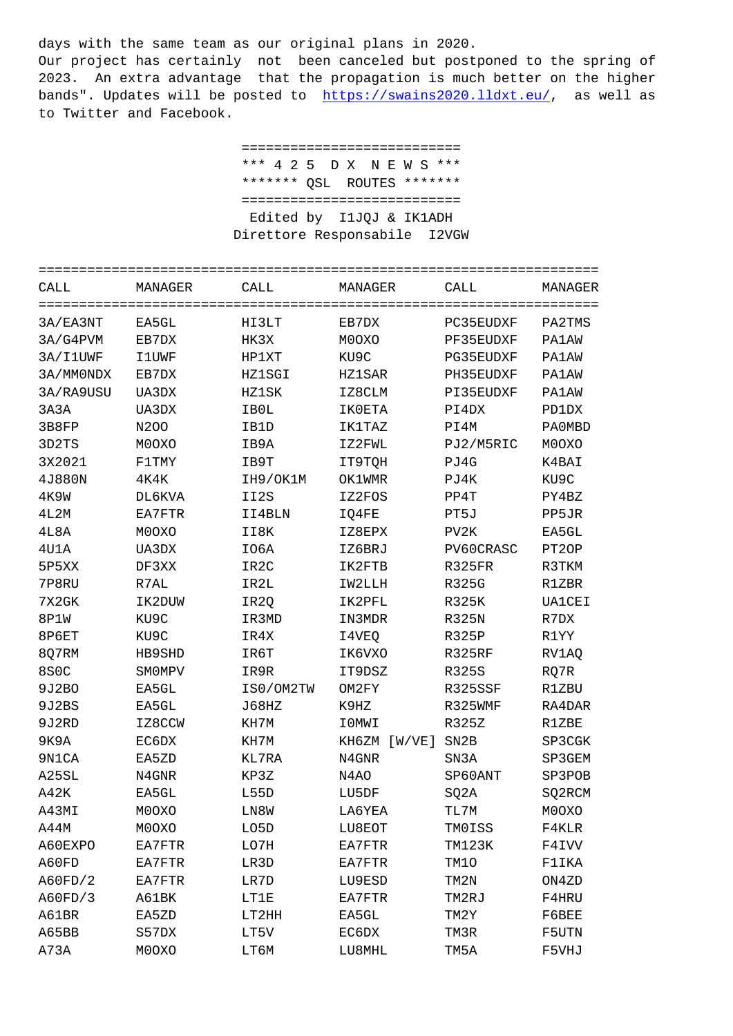days with the same team as our original plans in 2020.
Our project has certainly not been canceled but postponed to the spring of 2023. An extra advantage that the propagation is much better on the higher bands". Updates will be posted to https://swains2020.lldxt.eu/, as well as to Twitter and Facebook.

```
==========================
*** 4 2 5  D X  N E W S ***
******* QSL  ROUTES *******
==========================
```

Edited by I1JQJ & IK1ADH
Direttore Responsabile I2VGW

| CALL | MANAGER | CALL | MANAGER | CALL | MANAGER |
|---|---|---|---|---|---|
| 3A/EA3NT | EA5GL | HI3LT | EB7DX | PC35EUDXF | PA2TMS |
| 3A/G4PVM | EB7DX | HK3X | M0OXO | PF35EUDXF | PA1AW |
| 3A/I1UWF | I1UWF | HP1XT | KU9C | PG35EUDXF | PA1AW |
| 3A/MM0NDX | EB7DX | HZ1SGI | HZ1SAR | PH35EUDXF | PA1AW |
| 3A/RA9USU | UA3DX | HZ1SK | IZ8CLM | PI35EUDXF | PA1AW |
| 3A3A | UA3DX | IB0L | IK0ETA | PI4DX | PD1DX |
| 3B8FP | N2OO | IB1D | IK1TAZ | PI4M | PA0MBD |
| 3D2TS | M0OXO | IB9A | IZ2FWL | PJ2/M5RIC | M0OXO |
| 3X2021 | F1TMY | IB9T | IT9TQH | PJ4G | K4BAI |
| 4J880N | 4K4K | IH9/OK1M | OK1WMR | PJ4K | KU9C |
| 4K9W | DL6KVA | II2S | IZ2FOS | PP4T | PY4BZ |
| 4L2M | EA7FTR | II4BLN | IQ4FE | PT5J | PP5JR |
| 4L8A | M0OXO | II8K | IZ8EPX | PV2K | EA5GL |
| 4U1A | UA3DX | IO6A | IZ6BRJ | PV60CRASC | PT2OP |
| 5P5XX | DF3XX | IR2C | IK2FTB | R325FR | R3TKM |
| 7P8RU | R7AL | IR2L | IW2LLH | R325G | R1ZBR |
| 7X2GK | IK2DUW | IR2Q | IK2PFL | R325K | UA1CEI |
| 8P1W | KU9C | IR3MD | IN3MDR | R325N | R7DX |
| 8P6ET | KU9C | IR4X | I4VEQ | R325P | R1YY |
| 8Q7RM | HB9SHD | IR6T | IK6VXO | R325RF | RV1AQ |
| 8S0C | SM0MPV | IR9R | IT9DSZ | R325S | RQ7R |
| 9J2BO | EA5GL | IS0/OM2TW | OM2FY | R325SSF | R1ZBU |
| 9J2BS | EA5GL | J68HZ | K9HZ | R325WMF | RA4DAR |
| 9J2RD | IZ8CCW | KH7M | I0MWI | R325Z | R1ZBE |
| 9K9A | EC6DX | KH7M | KH6ZM [W/VE] | SN2B | SP3CGK |
| 9N1CA | EA5ZD | KL7RA | N4GNR | SN3A | SP3GEM |
| A25SL | N4GNR | KP3Z | N4AO | SP60ANT | SP3POB |
| A42K | EA5GL | L55D | LU5DF | SQ2A | SQ2RCM |
| A43MI | M0OXO | LN8W | LA6YEA | TL7M | M0OXO |
| A44M | M0OXO | LO5D | LU8EOT | TM0ISS | F4KLR |
| A60EXPO | EA7FTR | LO7H | EA7FTR | TM123K | F4IVV |
| A60FD | EA7FTR | LR3D | EA7FTR | TM1O | F1IKA |
| A60FD/2 | EA7FTR | LR7D | LU9ESD | TM2N | ON4ZD |
| A60FD/3 | A61BK | LT1E | EA7FTR | TM2RJ | F4HRU |
| A61BR | EA5ZD | LT2HH | EA5GL | TM2Y | F6BEE |
| A65BB | S57DX | LT5V | EC6DX | TM3R | F5UTN |
| A73A | M0OXO | LT6M | LU8MHL | TM5A | F5VHJ |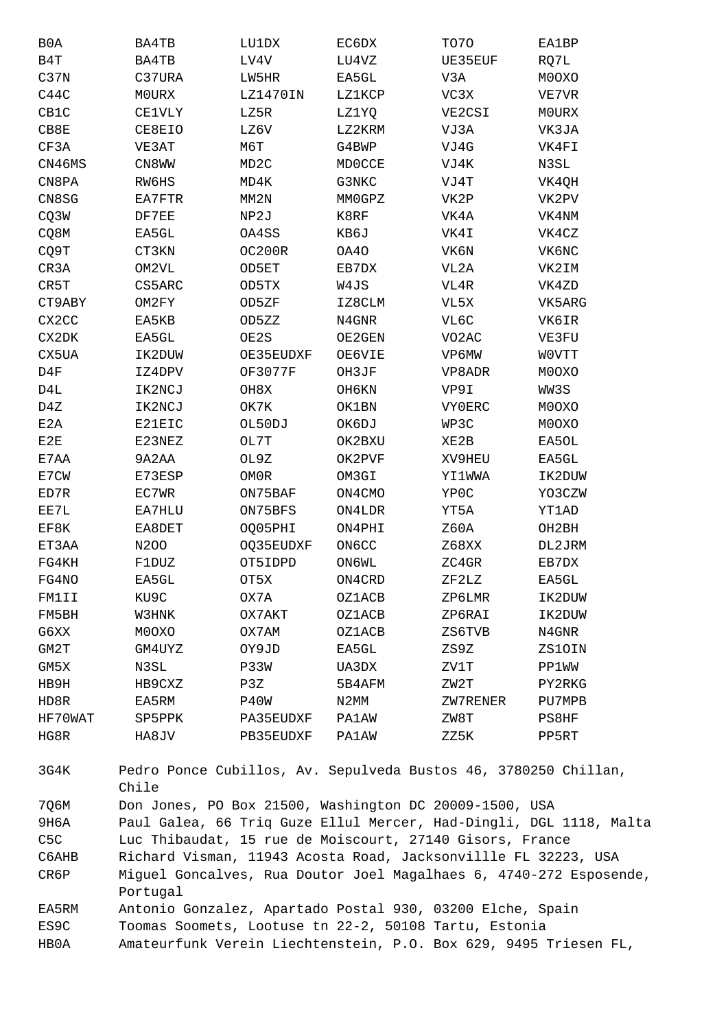| | | | | | |
|---|---|---|---|---|---|
| B0A | BA4TB | LU1DX | EC6DX | TO7O | EA1BP |
| B4T | BA4TB | LV4V | LU4VZ | UE35EUF | RQ7L |
| C37N | C37URA | LW5HR | EA5GL | V3A | M0OXO |
| C44C | M0URX | LZ1470IN | LZ1KCP | VC3X | VE7VR |
| CB1C | CE1VLY | LZ5R | LZ1YQ | VE2CSI | M0URX |
| CB8E | CE8EIO | LZ6V | LZ2KRM | VJ3A | VK3JA |
| CF3A | VE3AT | M6T | G4BWP | VJ4G | VK4FI |
| CN46MS | CN8WW | MD2C | MD0CCE | VJ4K | N3SL |
| CN8PA | RW6HS | MD4K | G3NKC | VJ4T | VK4QH |
| CN8SG | EA7FTR | MM2N | MM0GPZ | VK2P | VK2PV |
| CQ3W | DF7EE | NP2J | K8RF | VK4A | VK4NM |
| CQ8M | EA5GL | OA4SS | KB6J | VK4I | VK4CZ |
| CQ9T | CT3KN | OC200R | OA4O | VK6N | VK6NC |
| CR3A | OM2VL | OD5ET | EB7DX | VL2A | VK2IM |
| CR5T | CS5ARC | OD5TX | W4JS | VL4R | VK4ZD |
| CT9ABY | OM2FY | OD5ZF | IZ8CLM | VL5X | VK5ARG |
| CX2CC | EA5KB | OD5ZZ | N4GNR | VL6C | VK6IR |
| CX2DK | EA5GL | OE2S | OE2GEN | VO2AC | VE3FU |
| CX5UA | IK2DUW | OE35EUDXF | OE6VIE | VP6MW | W0VTT |
| D4F | IZ4DPV | OF3077F | OH3JF | VP8ADR | M0OXO |
| D4L | IK2NCJ | OH8X | OH6KN | VP9I | WW3S |
| D4Z | IK2NCJ | OK7K | OK1BN | VY0ERC | M0OXO |
| E2A | E21EIC | OL50DJ | OK6DJ | WP3C | M0OXO |
| E2E | E23NEZ | OL7T | OK2BXU | XE2B | EA5OL |
| E7AA | 9A2AA | OL9Z | OK2PVF | XV9HEU | EA5GL |
| E7CW | E73ESP | OM0R | OM3GI | YI1WWA | IK2DUW |
| ED7R | EC7WR | ON75BAF | ON4CMO | YP0C | YO3CZW |
| EE7L | EA7HLU | ON75BFS | ON4LDR | YT5A | YT1AD |
| EF8K | EA8DET | OQ05PHI | ON4PHI | Z60A | OH2BH |
| ET3AA | N2OO | OQ35EUDXF | ON6CC | Z68XX | DL2JRM |
| FG4KH | F1DUZ | OT5IDPD | ON6WL | ZC4GR | EB7DX |
| FG4NO | EA5GL | OT5X | ON4CRD | ZF2LZ | EA5GL |
| FM1II | KU9C | OX7A | OZ1ACB | ZP6LMR | IK2DUW |
| FM5BH | W3HNK | OX7AKT | OZ1ACB | ZP6RAI | IK2DUW |
| G6XX | M0OXO | OX7AM | OZ1ACB | ZS6TVB | N4GNR |
| GM2T | GM4UYZ | OY9JD | EA5GL | ZS9Z | ZS1OIN |
| GM5X | N3SL | P33W | UA3DX | ZV1T | PP1WW |
| HB9H | HB9CXZ | P3Z | 5B4AFM | ZW2T | PY2RKG |
| HD8R | EA5RM | P40W | N2MM | ZW7RENER | PU7MPB |
| HF70WAT | SP5PPK | PA35EUDXF | PA1AW | ZW8T | PS8HF |
| HG8R | HA8JV | PB35EUDXF | PA1AW | ZZ5K | PP5RT |

3G4K Pedro Ponce Cubillos, Av. Sepulveda Bustos 46, 3780250 Chillan, Chile
7Q6M Don Jones, PO Box 21500, Washington DC 20009-1500, USA
9H6A Paul Galea, 66 Triq Guze Ellul Mercer, Had-Dingli, DGL 1118, Malta
C5C Luc Thibaudat, 15 rue de Moiscourt, 27140 Gisors, France
C6AHB Richard Visman, 11943 Acosta Road, Jacksonvillle FL 32223, USA
CR6P Miguel Goncalves, Rua Doutor Joel Magalhaes 6, 4740-272 Esposende, Portugal
EA5RM Antonio Gonzalez, Apartado Postal 930, 03200 Elche, Spain
ES9C Toomas Soomets, Lootuse tn 22-2, 50108 Tartu, Estonia
HB0A Amateurfunk Verein Liechtenstein, P.O. Box 629, 9495 Triesen FL,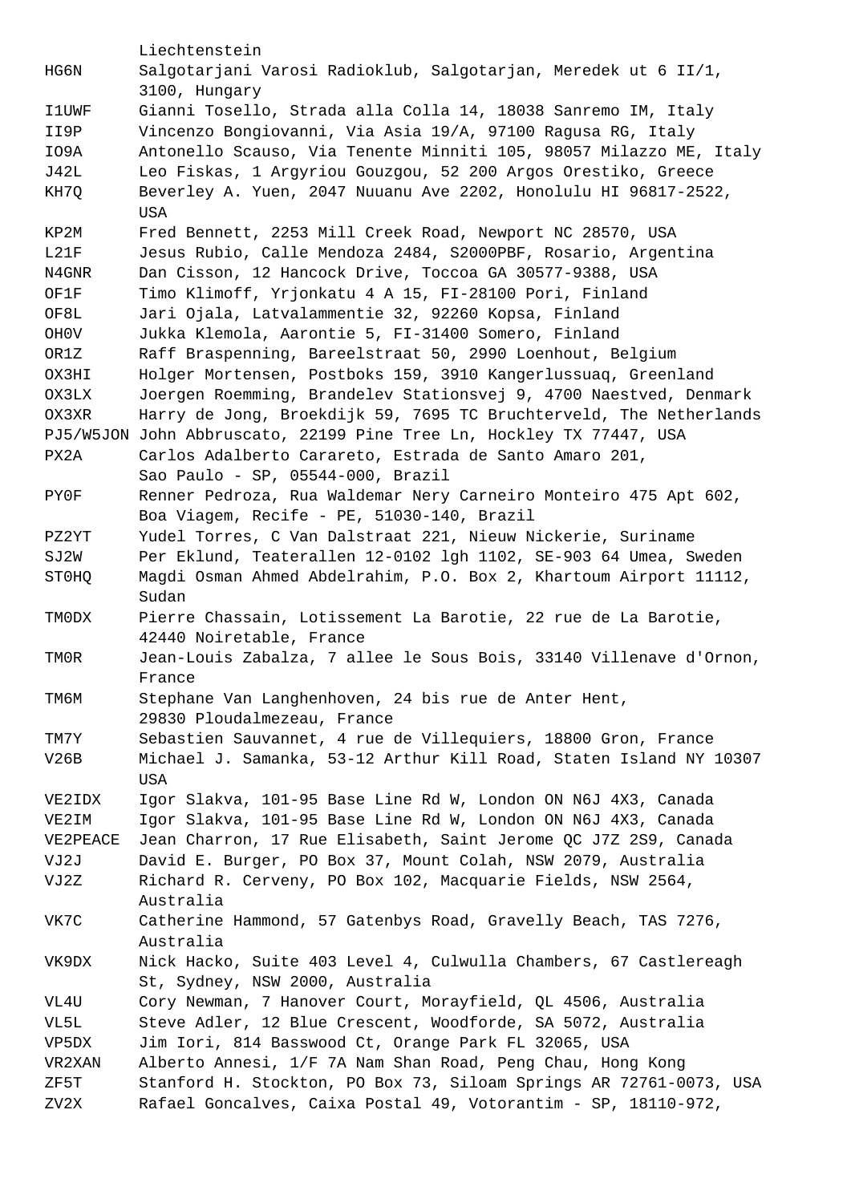Liechtenstein

| | |
|---|---|
| HG6N | Salgotarjani Varosi Radioklub, Salgotarjan, Meredek ut 6 II/1, 3100, Hungary |
| I1UWF | Gianni Tosello, Strada alla Colla 14, 18038 Sanremo IM, Italy |
| II9P | Vincenzo Bongiovanni, Via Asia 19/A, 97100 Ragusa RG, Italy |
| IO9A | Antonello Scauso, Via Tenente Minniti 105, 98057 Milazzo ME, Italy |
| J42L | Leo Fiskas, 1 Argyriou Gouzgou, 52 200 Argos Orestiko, Greece |
| KH7Q | Beverley A. Yuen, 2047 Nuuanu Ave 2202, Honolulu HI 96817-2522, USA |
| KP2M | Fred Bennett, 2253 Mill Creek Road, Newport NC 28570, USA |
| L21F | Jesus Rubio, Calle Mendoza 2484, S2000PBF, Rosario, Argentina |
| N4GNR | Dan Cisson, 12 Hancock Drive, Toccoa GA 30577-9388, USA |
| OF1F | Timo Klimoff, Yrjonkatu 4 A 15, FI-28100 Pori, Finland |
| OF8L | Jari Ojala, Latvalammentie 32, 92260 Kopsa, Finland |
| OH0V | Jukka Klemola, Aarontie 5, FI-31400 Somero, Finland |
| OR1Z | Raff Braspenning, Bareelstraat 50, 2990 Loenhout, Belgium |
| OX3HI | Holger Mortensen, Postboks 159, 3910 Kangerlussuaq, Greenland |
| OX3LX | Joergen Roemming, Brandelev Stationsvej 9, 4700 Naestved, Denmark |
| OX3XR | Harry de Jong, Broekdijk 59, 7695 TC Bruchterveld, The Netherlands |
| PJ5/W5JON | John Abbruscato, 22199 Pine Tree Ln, Hockley TX 77447, USA |
| PX2A | Carlos Adalberto Carareto, Estrada de Santo Amaro 201, Sao Paulo - SP, 05544-000, Brazil |
| PY0F | Renner Pedroza, Rua Waldemar Nery Carneiro Monteiro 475 Apt 602, Boa Viagem, Recife - PE, 51030-140, Brazil |
| PZ2YT | Yudel Torres, C Van Dalstraat 221, Nieuw Nickerie, Suriname |
| SJ2W | Per Eklund, Teaterallen 12-0102 lgh 1102, SE-903 64 Umea, Sweden |
| ST0HQ | Magdi Osman Ahmed Abdelrahim, P.O. Box 2, Khartoum Airport 11112, Sudan |
| TM0DX | Pierre Chassain, Lotissement La Barotie, 22 rue de La Barotie, 42440 Noiretable, France |
| TM0R | Jean-Louis Zabalza, 7 allee le Sous Bois, 33140 Villenave d'Ornon, France |
| TM6M | Stephane Van Langhenhoven, 24 bis rue de Anter Hent, 29830 Ploudalmezeau, France |
| TM7Y | Sebastien Sauvannet, 4 rue de Villequiers, 18800 Gron, France |
| V26B | Michael J. Samanka, 53-12 Arthur Kill Road, Staten Island NY 10307 USA |
| VE2IDX | Igor Slakva, 101-95 Base Line Rd W, London ON N6J 4X3, Canada |
| VE2IM | Igor Slakva, 101-95 Base Line Rd W, London ON N6J 4X3, Canada |
| VE2PEACE | Jean Charron, 17 Rue Elisabeth, Saint Jerome QC J7Z 2S9, Canada |
| VJ2J | David E. Burger, PO Box 37, Mount Colah, NSW 2079, Australia |
| VJ2Z | Richard R. Cerveny, PO Box 102, Macquarie Fields, NSW 2564, Australia |
| VK7C | Catherine Hammond, 57 Gatenbys Road, Gravelly Beach, TAS 7276, Australia |
| VK9DX | Nick Hacko, Suite 403 Level 4, Culwulla Chambers, 67 Castlereagh St, Sydney, NSW 2000, Australia |
| VL4U | Cory Newman, 7 Hanover Court, Morayfield, QL 4506, Australia |
| VL5L | Steve Adler, 12 Blue Crescent, Woodforde, SA 5072, Australia |
| VP5DX | Jim Iori, 814 Basswood Ct, Orange Park FL 32065, USA |
| VR2XAN | Alberto Annesi, 1/F 7A Nam Shan Road, Peng Chau, Hong Kong |
| ZF5T | Stanford H. Stockton, PO Box 73, Siloam Springs AR 72761-0073, USA |
| ZV2X | Rafael Goncalves, Caixa Postal 49, Votorantim - SP, 18110-972, |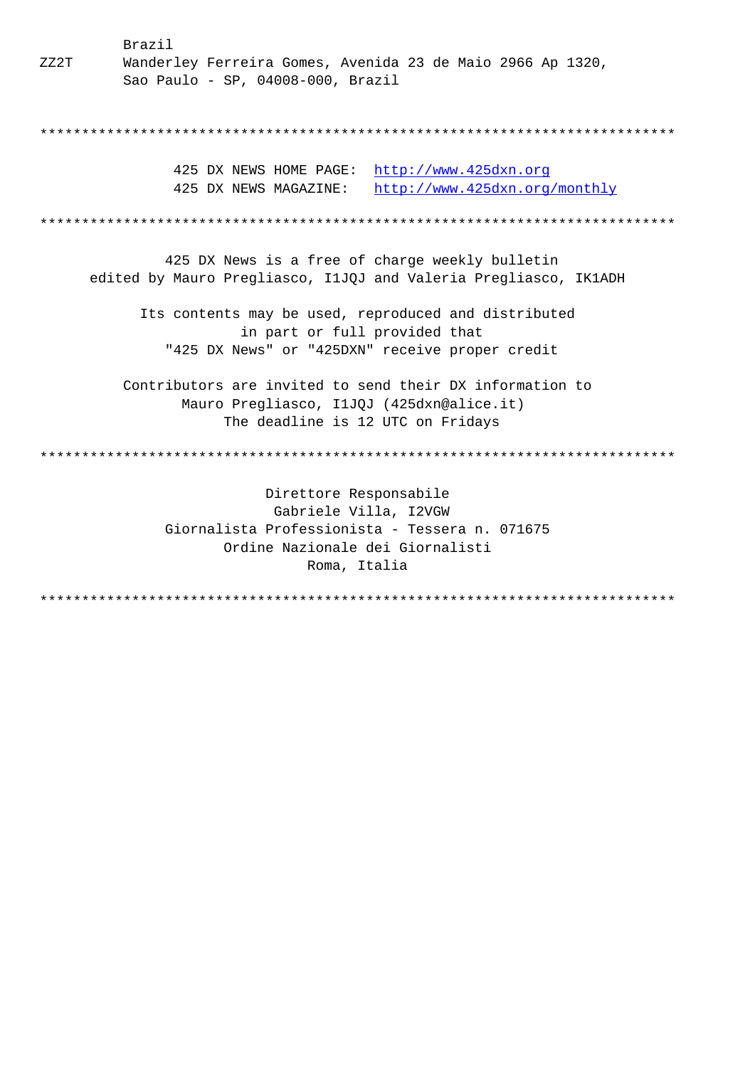Brazil

ZZ2T   Wanderley Ferreira Gomes, Avenida 23 de Maio 2966 Ap 1320, Sao Paulo - SP, 04008-000, Brazil

******************************************************************************

425 DX NEWS HOME PAGE: http://www.425dxn.org

425 DX NEWS MAGAZINE: http://www.425dxn.org/monthly

******************************************************************************

425 DX News is a free of charge weekly bulletin
edited by Mauro Pregliasco, I1JQJ and Valeria Pregliasco, IK1ADH

Its contents may be used, reproduced and distributed
in part or full provided that
"425 DX News" or "425DXN" receive proper credit

Contributors are invited to send their DX information to
Mauro Pregliasco, I1JQJ (425dxn@alice.it)
The deadline is 12 UTC on Fridays

******************************************************************************

Direttore Responsabile
Gabriele Villa, I2VGW
Giornalista Professionista - Tessera n. 071675
Ordine Nazionale dei Giornalisti
Roma, Italia

******************************************************************************